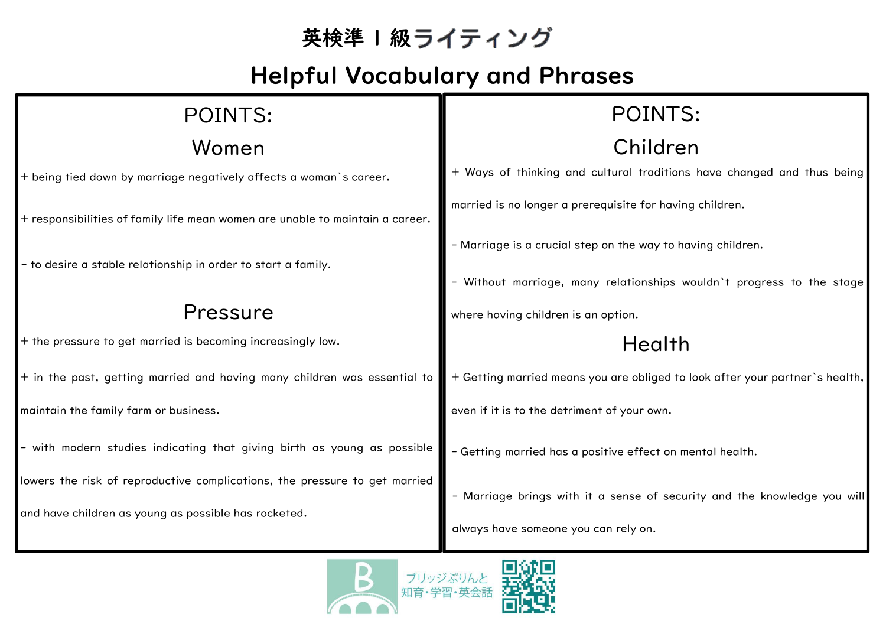# 英検準１級ライティング

## Helpful Vocabulary and Phrases

## POINTS:

### Women

+ being tied down by marriage negatively affects a woman`s career.

+ responsibilities of family life mean women are unable to maintain a career.

- to desire a stable relationship in order to start a family.

### Pressure

+ the pressure to get married is becoming increasingly low.

+ in the past, getting married and having many children was essential to maintain the family farm or business.

- with modern studies indicating that giving birth as young as possible lowers the risk of reproductive complications, the pressure to get married and have children as young as possible has rocketed.

## POINTS:

### Children

+ Ways of thinking and cultural traditions have changed and thus being married is no longer a prerequisite for having children.

- Marriage is a crucial step on the way to having children.

- Without marriage, many relationships wouldn`t progress to the stage where having children is an option.

### Health

+ Getting married means you are obliged to look after your partner`s health, even if it is to the detriment of your own.

- Getting married has a positive effect on mental health.

- Marriage brings with it a sense of security and the knowledge you will always have someone you can rely on.

ブリッジぷりんと
知育・学習・英会話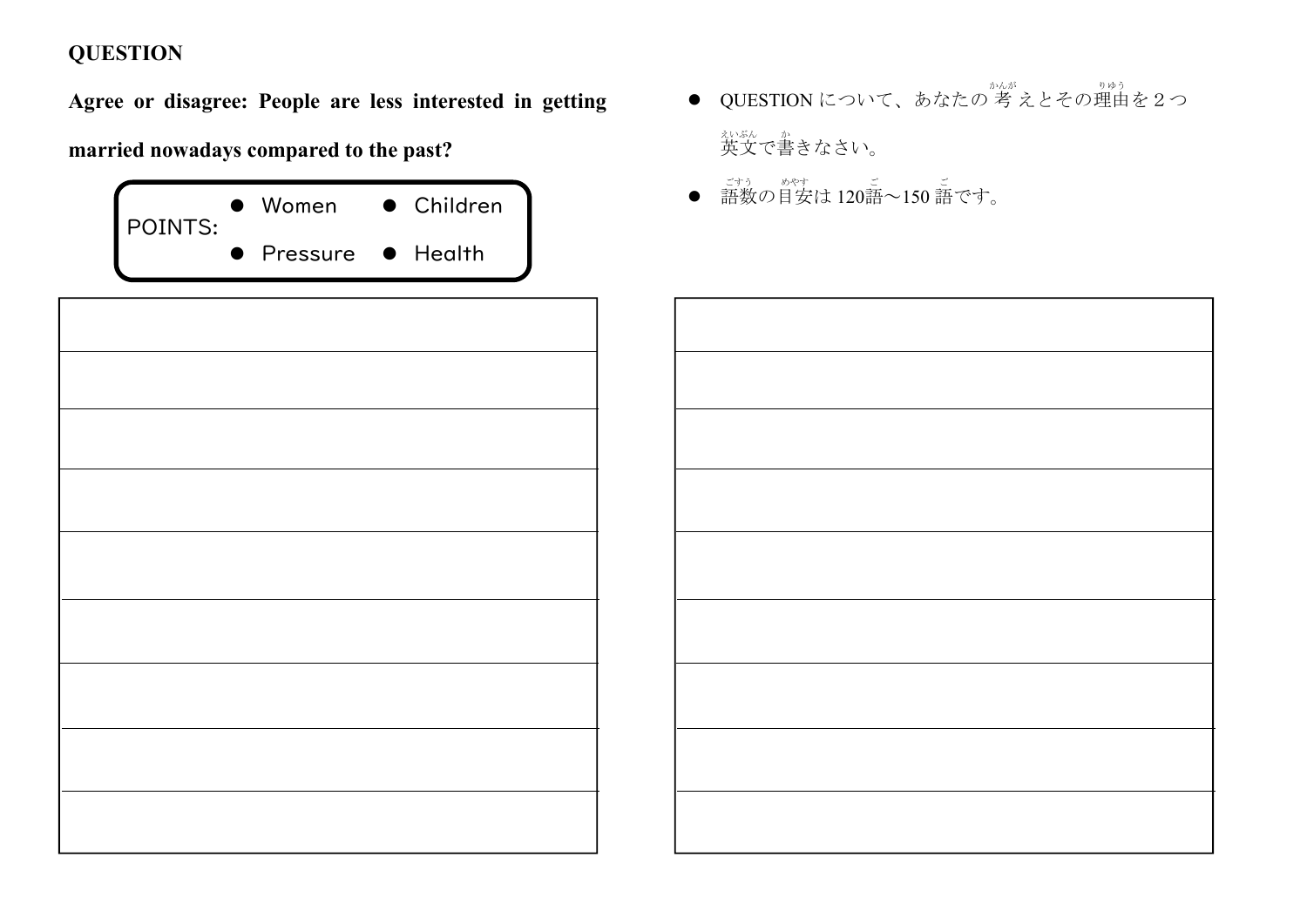**QUESTION**

**Agree or disagree: People are less interested in getting married nowadays compared to the past?**

POINTS:

- Women
- Children
- Pressure
- Health

- QUESTIONについて、あなたの考えとその理由を２つ英文で書きなさい。
- 語数の目安は120語～150語です。